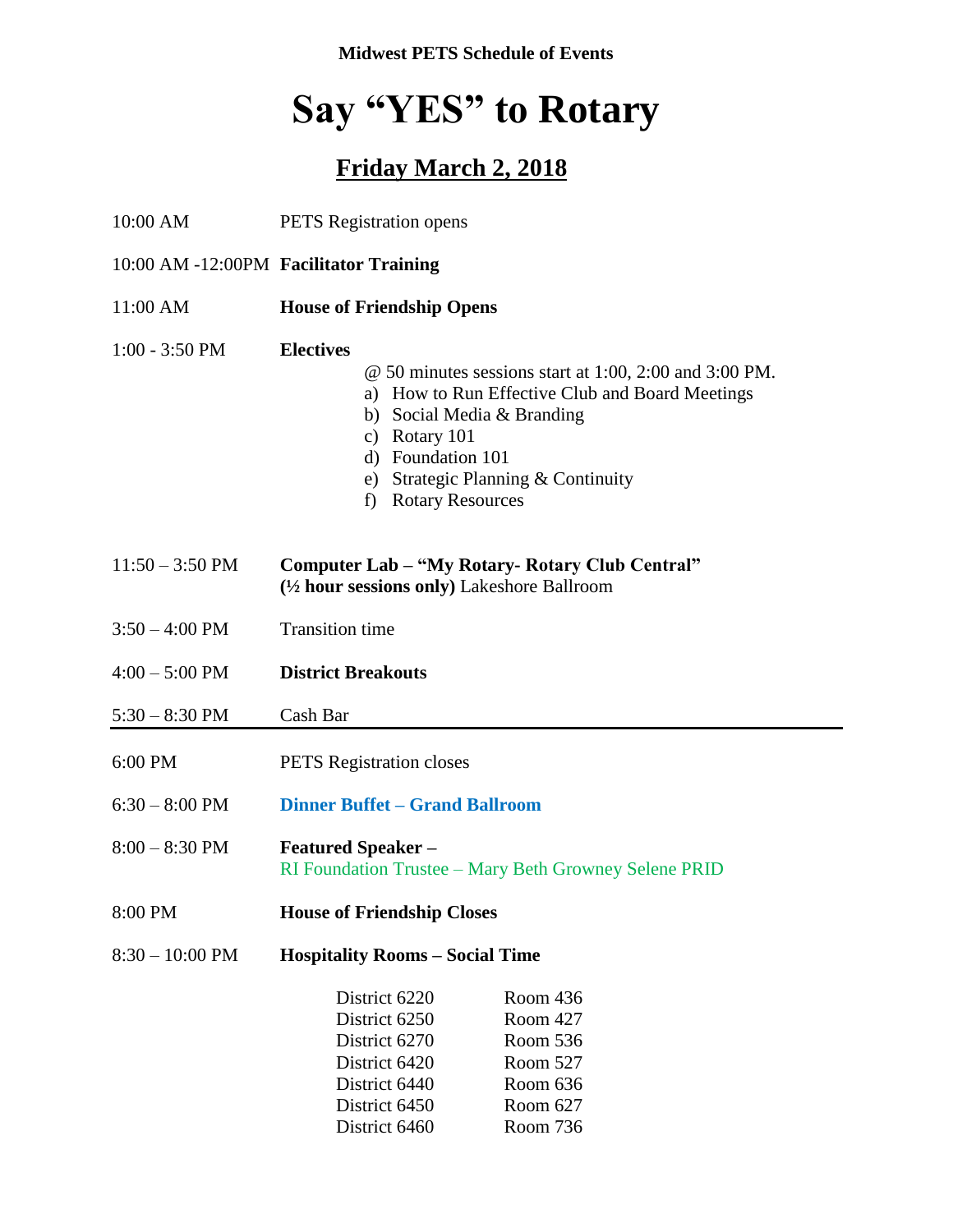**Midwest PETS Schedule of Events**

# Say "YES" to Rotary

## Friday March 2, 2018

10:00 AM PETS Registration opens

10:00 AM -12:00PM **Facilitator Training**

11:00 AM **House of Friendship Opens**

1:00 - 3:50 PM **Electives**

@ 50 minutes sessions start at 1:00, 2:00 and 3:00 PM.

a) How to Run Effective Club and Board Meetings
b) Social Media & Branding
c) Rotary 101
d) Foundation 101
e) Strategic Planning & Continuity
f) Rotary Resources

11:50 – 3:50 PM **Computer Lab – "My Rotary- Rotary Club Central" (½ hour sessions only)** Lakeshore Ballroom

3:50 – 4:00 PM Transition time

4:00 – 5:00 PM **District Breakouts**

5:30 – 8:30 PM Cash Bar

---

6:00 PM PETS Registration closes

6:30 – 8:00 PM **Dinner Buffet – Grand Ballroom**

8:00 – 8:30 PM **Featured Speaker –**
RI Foundation Trustee – Mary Beth Growney Selene PRID

8:00 PM **House of Friendship Closes**

8:30 – 10:00 PM **Hospitality Rooms – Social Time**

| District | Room |
|---|---|
| District 6220 | Room 436 |
| District 6250 | Room 427 |
| District 6270 | Room 536 |
| District 6420 | Room 527 |
| District 6440 | Room 636 |
| District 6450 | Room 627 |
| District 6460 | Room 736 |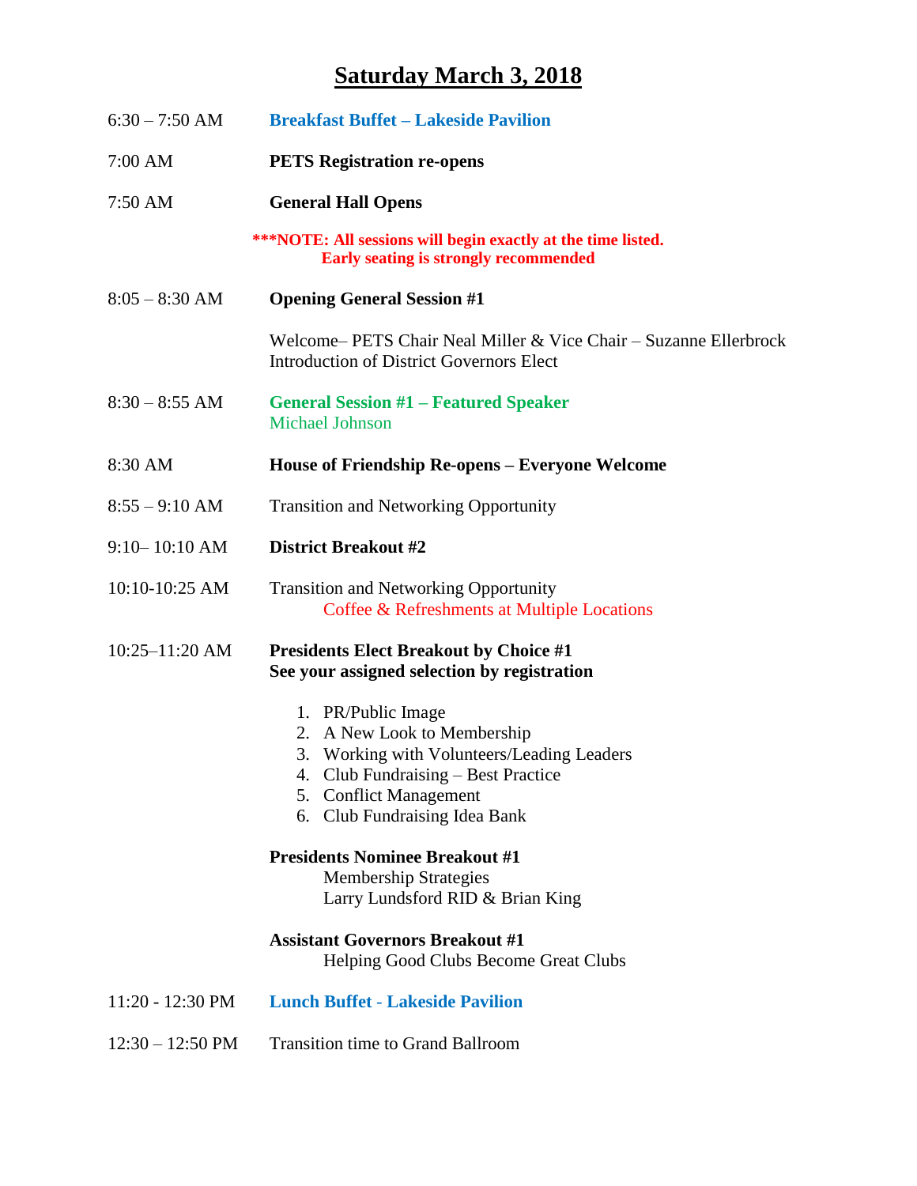# **Saturday March 3, 2018**

6:30 – 7:50 AM **Breakfast Buffet – Lakeside Pavilion**

7:00 AM **PETS Registration re-opens**

7:50 AM **General Hall Opens**

**\*\*\*NOTE: All sessions will begin exactly at the time listed.**
**Early seating is strongly recommended**

8:05 – 8:30 AM **Opening General Session #1**

Welcome– PETS Chair Neal Miller & Vice Chair – Suzanne Ellerbrock
Introduction of District Governors Elect

8:30 – 8:55 AM **General Session #1 – Featured Speaker**
Michael Johnson

8:30 AM **House of Friendship Re-opens – Everyone Welcome**

8:55 – 9:10 AM Transition and Networking Opportunity

9:10– 10:10 AM **District Breakout #2**

10:10-10:25 AM Transition and Networking Opportunity
Coffee & Refreshments at Multiple Locations

10:25–11:20 AM **Presidents Elect Breakout by Choice #1**
**See your assigned selection by registration**

1. PR/Public Image
2. A New Look to Membership
3. Working with Volunteers/Leading Leaders
4. Club Fundraising – Best Practice
5. Conflict Management
6. Club Fundraising Idea Bank

**Presidents Nominee Breakout #1**
Membership Strategies
Larry Lundsford RID & Brian King

**Assistant Governors Breakout #1**
Helping Good Clubs Become Great Clubs

11:20 - 12:30 PM **Lunch Buffet - Lakeside Pavilion**

12:30 – 12:50 PM Transition time to Grand Ballroom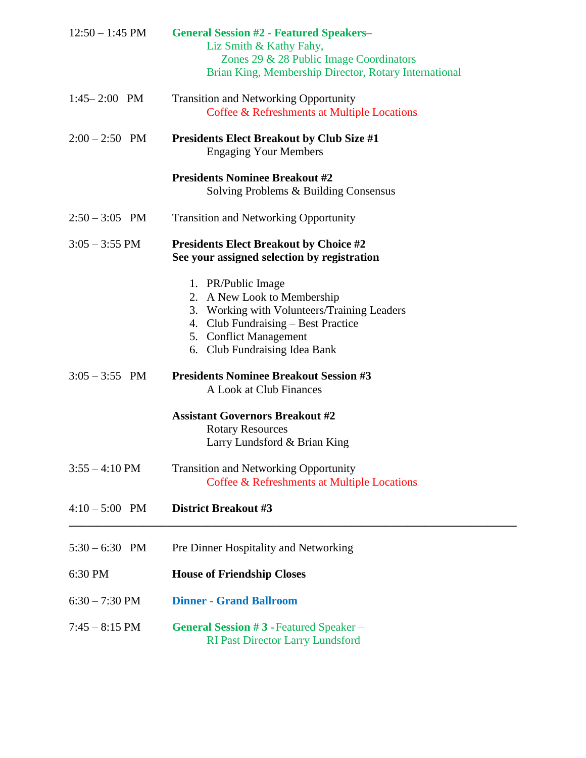12:50 – 1:45 PM **General Session #2 - Featured Speakers–**
Liz Smith & Kathy Fahy,
Zones 29 & 28 Public Image Coordinators
Brian King, Membership Director, Rotary International

1:45– 2:00 PM Transition and Networking Opportunity
Coffee & Refreshments at Multiple Locations

2:00 – 2:50 PM **Presidents Elect Breakout by Club Size #1**
Engaging Your Members

**Presidents Nominee Breakout #2**
Solving Problems & Building Consensus

2:50 – 3:05 PM Transition and Networking Opportunity

3:05 – 3:55 PM **Presidents Elect Breakout by Choice #2**
**See your assigned selection by registration**

1. PR/Public Image
2. A New Look to Membership
3. Working with Volunteers/Training Leaders
4. Club Fundraising – Best Practice
5. Conflict Management
6. Club Fundraising Idea Bank

3:05 – 3:55 PM **Presidents Nominee Breakout Session #3**
A Look at Club Finances

**Assistant Governors Breakout #2**
Rotary Resources
Larry Lundsford & Brian King

3:55 – 4:10 PM Transition and Networking Opportunity
Coffee & Refreshments at Multiple Locations

4:10 – 5:00 PM **District Breakout #3**

---

5:30 – 6:30 PM Pre Dinner Hospitality and Networking

6:30 PM **House of Friendship Closes**

6:30 – 7:30 PM **Dinner - Grand Ballroom**

7:45 – 8:15 PM **General Session # 3 -** Featured Speaker –
RI Past Director Larry Lundsford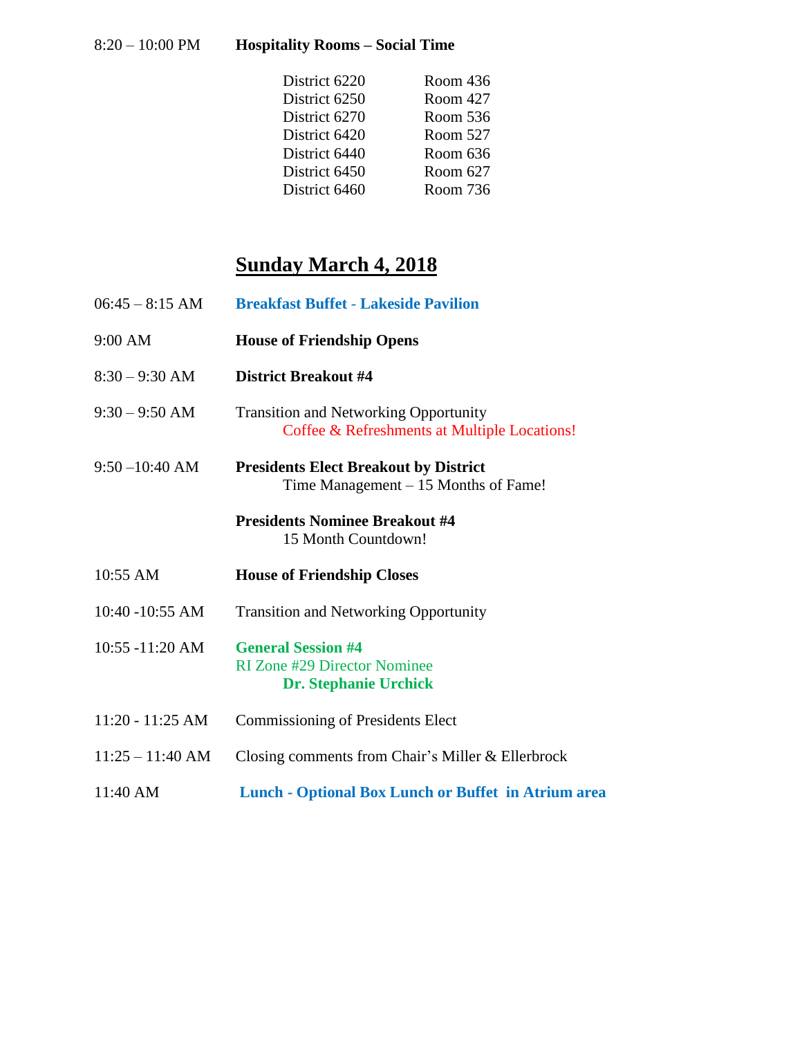8:20 – 10:00 PM **Hospitality Rooms – Social Time**

| | |
|---|---|
| District 6220 | Room 436 |
| District 6250 | Room 427 |
| District 6270 | Room 536 |
| District 6420 | Room 527 |
| District 6440 | Room 636 |
| District 6450 | Room 627 |
| District 6460 | Room 736 |

## Sunday March 4, 2018

06:45 – 8:15 AM **Breakfast Buffet - Lakeside Pavilion**

9:00 AM **House of Friendship Opens**

8:30 – 9:30 AM **District Breakout #4**

9:30 – 9:50 AM Transition and Networking Opportunity
Coffee & Refreshments at Multiple Locations!

9:50 –10:40 AM **Presidents Elect Breakout by District**
Time Management – 15 Months of Fame!

**Presidents Nominee Breakout #4**
15 Month Countdown!

10:55 AM **House of Friendship Closes**

10:40 -10:55 AM Transition and Networking Opportunity

10:55 -11:20 AM **General Session #4**
RI Zone #29 Director Nominee
**Dr. Stephanie Urchick**

11:20 - 11:25 AM Commissioning of Presidents Elect

11:25 – 11:40 AM Closing comments from Chair's Miller & Ellerbrock

11:40 AM **Lunch - Optional Box Lunch or Buffet in Atrium area**